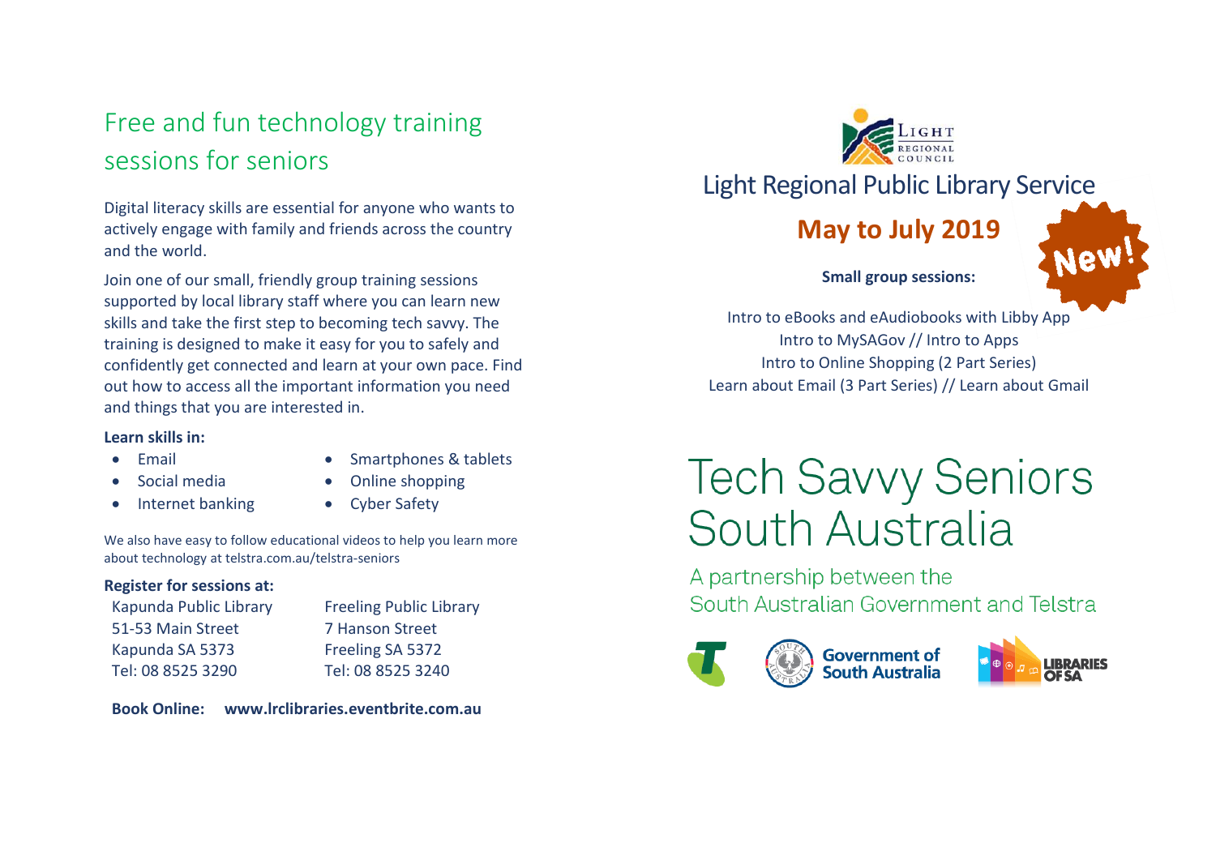# Free and fun technology training sessions for seniors

Digital literacy skills are essential for anyone who wants to actively engage with family and friends across the country and the world.

Join one of our small, friendly group training sessions supported by local library staff where you can learn new skills and take the first step to becoming tech savvy. The training is designed to make it easy for you to safely and confidently get connected and learn at your own pace. Find out how to access all the important information you need and things that you are interested in.

**Learn skills in:**

- Email
- Social media
- Internet banking
- Smartphones & tablets
- Online shopping
- Cyber Safety

We also have easy to follow educational videos to help you learn more about technology at telstra.com.au/telstra-seniors

**Register for sessions at:**

Kapunda Public Library
51-53 Main Street
Kapunda SA 5373
Tel: 08 8525 3290

Freeling Public Library
7 Hanson Street
Freeling SA 5372
Tel: 08 8525 3240

**Book Online:** **www.lrclibraries.eventbrite.com.au**

Light Regional Council

## Light Regional Public Library Service

## May to July 2019

New!

**Small group sessions:**

Intro to eBooks and eAudiobooks with Libby App
Intro to MySAGov // Intro to Apps
Intro to Online Shopping (2 Part Series)
Learn about Email (3 Part Series) // Learn about Gmail

# Tech Savvy Seniors South Australia

A partnership between the South Australian Government and Telstra

Government of South Australia

LIBRARIES OF SA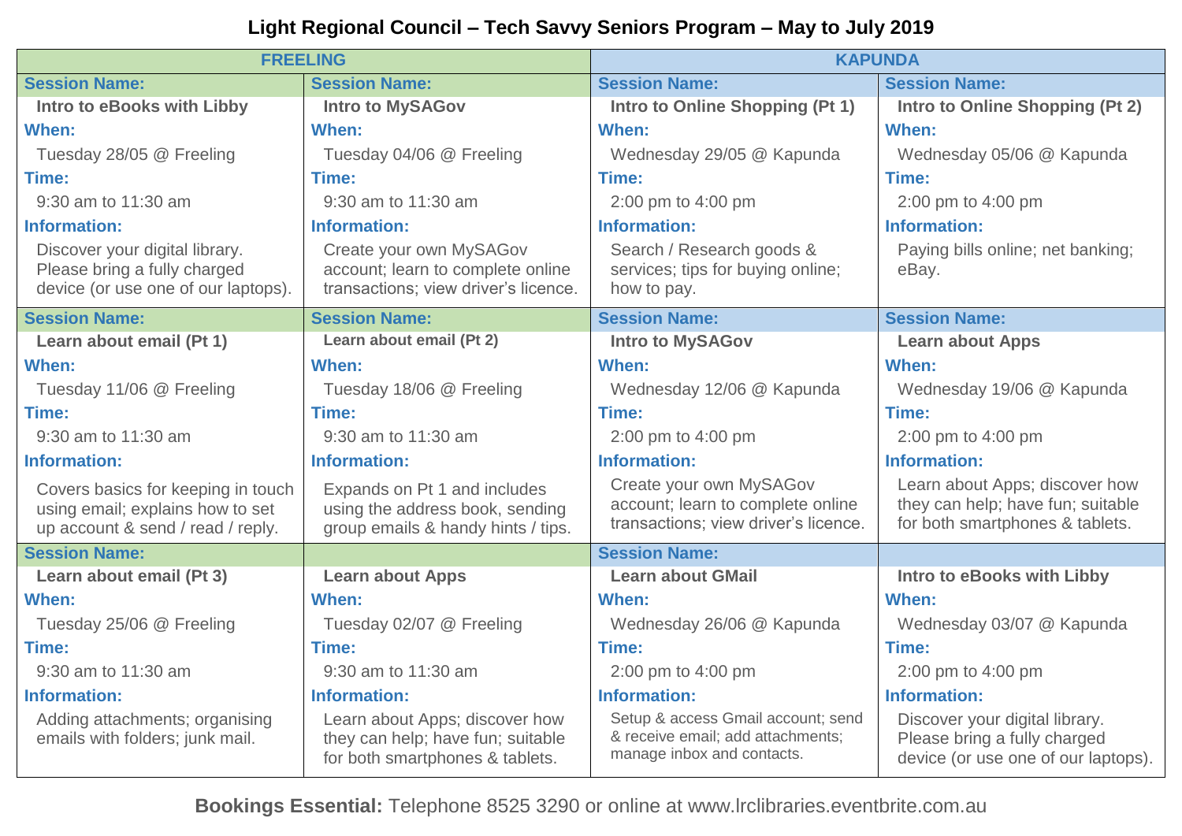# Light Regional Council – Tech Savvy Seniors Program – May to July 2019

| FREELING | | KAPUNDA | |
|---|---|---|---|
| **Session Name:** Intro to eBooks with Libby **When:** Tuesday 28/05 @ Freeling **Time:** 9:30 am to 11:30 am **Information:** Discover your digital library. Please bring a fully charged device (or use one of our laptops). | **Session Name:** Intro to MySAGov **When:** Tuesday 04/06 @ Freeling **Time:** 9:30 am to 11:30 am **Information:** Create your own MySAGov account; learn to complete online transactions; view driver's licence. | **Session Name:** Intro to Online Shopping (Pt 1) **When:** Wednesday 29/05 @ Kapunda **Time:** 2:00 pm to 4:00 pm **Information:** Search / Research goods & services; tips for buying online; how to pay. | **Session Name:** Intro to Online Shopping (Pt 2) **When:** Wednesday 05/06 @ Kapunda **Time:** 2:00 pm to 4:00 pm **Information:** Paying bills online; net banking; eBay. |
| **Session Name:** Learn about email (Pt 1) **When:** Tuesday 11/06 @ Freeling **Time:** 9:30 am to 11:30 am **Information:** Covers basics for keeping in touch using email; explains how to set up account & send / read / reply. | **Session Name:** Learn about email (Pt 2) **When:** Tuesday 18/06 @ Freeling **Time:** 9:30 am to 11:30 am **Information:** Expands on Pt 1 and includes using the address book, sending group emails & handy hints / tips. | **Session Name:** Intro to MySAGov **When:** Wednesday 12/06 @ Kapunda **Time:** 2:00 pm to 4:00 pm **Information:** Create your own MySAGov account; learn to complete online transactions; view driver's licence. | **Session Name:** Learn about Apps **When:** Wednesday 19/06 @ Kapunda **Time:** 2:00 pm to 4:00 pm **Information:** Learn about Apps; discover how they can help; have fun; suitable for both smartphones & tablets. |
| **Session Name:** Learn about email (Pt 3) **When:** Tuesday 25/06 @ Freeling **Time:** 9:30 am to 11:30 am **Information:** Adding attachments; organising emails with folders; junk mail. | Learn about Apps **When:** Tuesday 02/07 @ Freeling **Time:** 9:30 am to 11:30 am **Information:** Learn about Apps; discover how they can help; have fun; suitable for both smartphones & tablets. | **Session Name:** Learn about GMail **When:** Wednesday 26/06 @ Kapunda **Time:** 2:00 pm to 4:00 pm **Information:** Setup & access Gmail account; send & receive email; add attachments; manage inbox and contacts. | Intro to eBooks with Libby **When:** Wednesday 03/07 @ Kapunda **Time:** 2:00 pm to 4:00 pm **Information:** Discover your digital library. Please bring a fully charged device (or use one of our laptops). |

**Bookings Essential:** Telephone 8525 3290 or online at www.lrclibraries.eventbrite.com.au